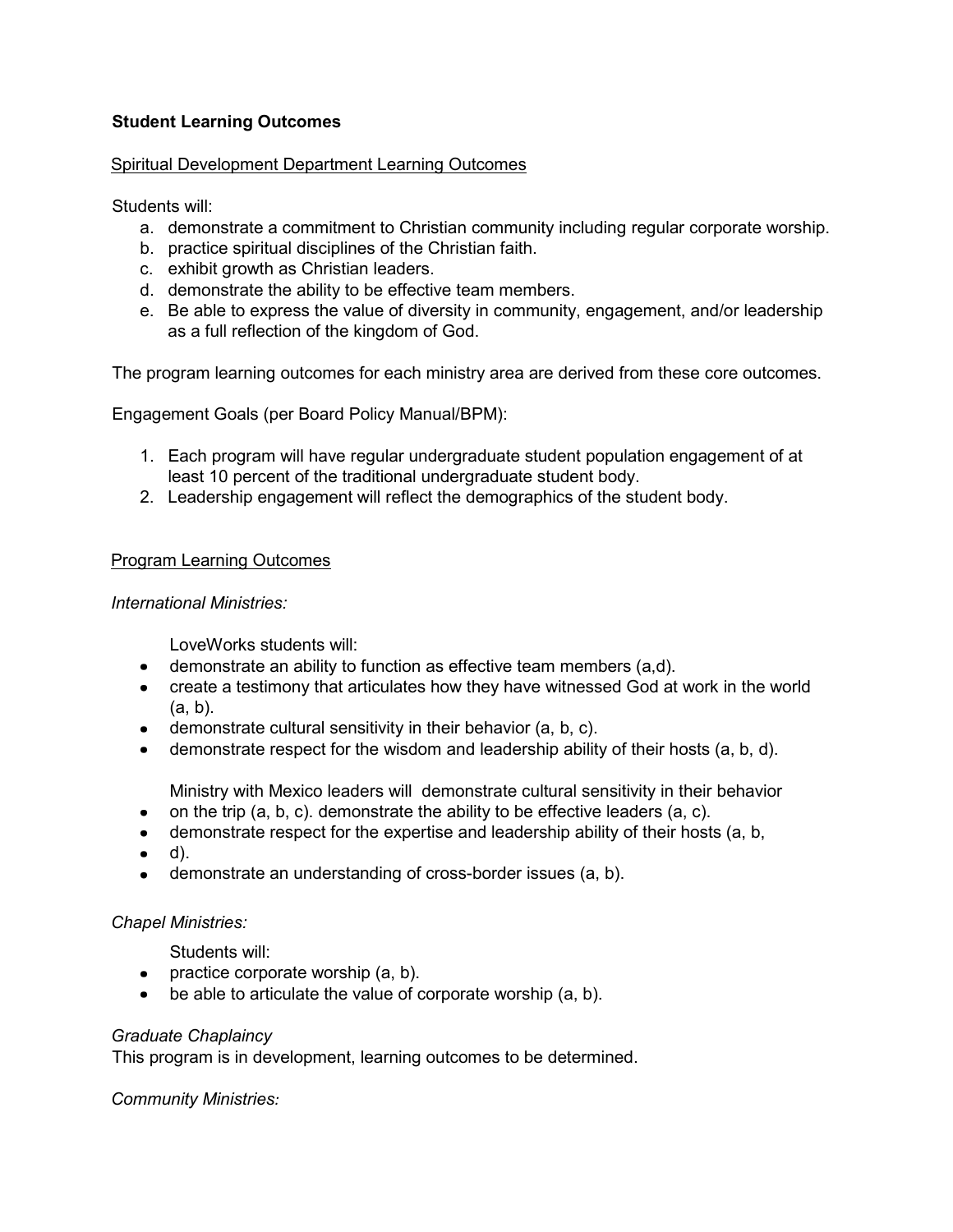**Student Learning Outcomes**

Spiritual Development Department Learning Outcomes

Students will:

a. demonstrate a commitment to Christian community including regular corporate worship.
b. practice spiritual disciplines of the Christian faith.
c. exhibit growth as Christian leaders.
d. demonstrate the ability to be effective team members.
e. Be able to express the value of diversity in community, engagement, and/or leadership as a full reflection of the kingdom of God.

The program learning outcomes for each ministry area are derived from these core outcomes.

Engagement Goals (per Board Policy Manual/BPM):

1. Each program will have regular undergraduate student population engagement of at least 10 percent of the traditional undergraduate student body.
2. Leadership engagement will reflect the demographics of the student body.

Program Learning Outcomes

*International Ministries:*

LoveWorks students will:

- demonstrate an ability to function as effective team members (a,d).
- create a testimony that articulates how they have witnessed God at work in the world (a, b).
- demonstrate cultural sensitivity in their behavior (a, b, c).
- demonstrate respect for the wisdom and leadership ability of their hosts (a, b, d).

Ministry with Mexico leaders will demonstrate cultural sensitivity in their behavior

- on the trip (a, b, c). demonstrate the ability to be effective leaders (a, c).
- demonstrate respect for the expertise and leadership ability of their hosts (a, b,
- d).
- demonstrate an understanding of cross-border issues (a, b).

*Chapel Ministries:*

Students will:

- practice corporate worship (a, b).
- be able to articulate the value of corporate worship (a, b).

*Graduate Chaplaincy*

This program is in development, learning outcomes to be determined.

*Community Ministries:*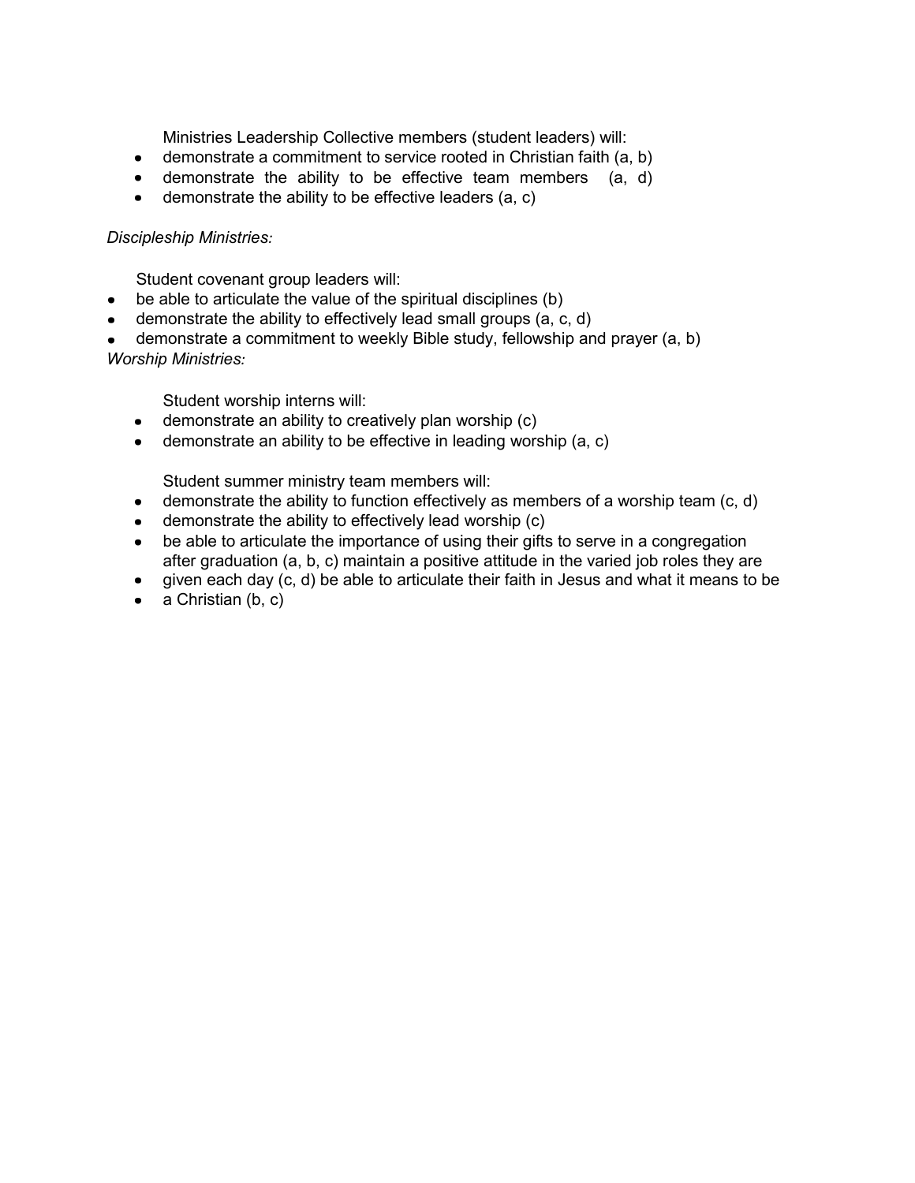Ministries Leadership Collective members (student leaders) will:

- demonstrate a commitment to service rooted in Christian faith (a, b)
- demonstrate the ability to be effective team members (a, d)
- demonstrate the ability to be effective leaders (a, c)

*Discipleship Ministries:*

Student covenant group leaders will:

- be able to articulate the value of the spiritual disciplines (b)
- demonstrate the ability to effectively lead small groups (a, c, d)
- demonstrate a commitment to weekly Bible study, fellowship and prayer (a, b)

*Worship Ministries:*

Student worship interns will:

- demonstrate an ability to creatively plan worship (c)
- demonstrate an ability to be effective in leading worship (a, c)

Student summer ministry team members will:

- demonstrate the ability to function effectively as members of a worship team (c, d)
- demonstrate the ability to effectively lead worship (c)
- be able to articulate the importance of using their gifts to serve in a congregation after graduation (a, b, c)
- maintain a positive attitude in the varied job roles they are given each day (c, d)
- be able to articulate their faith in Jesus and what it means to be a Christian (b, c)